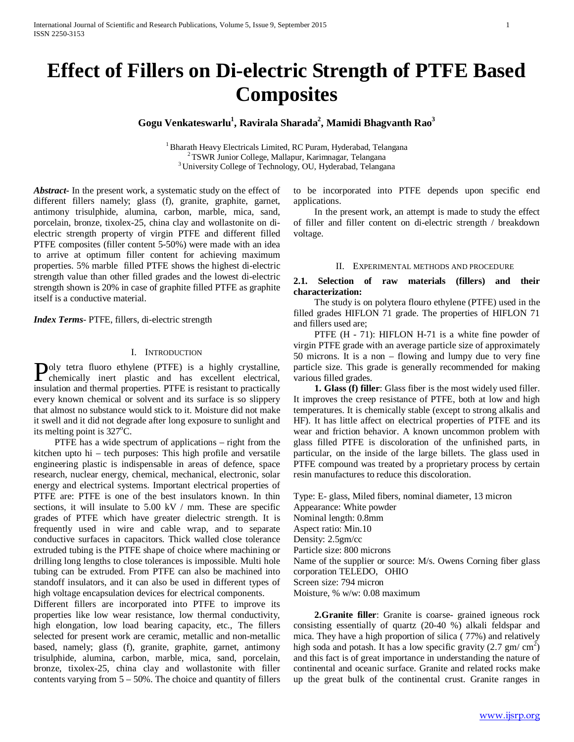# Effect of Fillers on Di-electric Strength of PTFE Based Composites

**Gogu Venkateswarlu[1], Ravirala Sharada[2], Mamidi Bhagvanth Rao[3]**

[1] Bharath Heavy Electricals Limited, RC Puram, Hyderabad, Telangana
[2] TSWR Junior College, Mallapur, Karimnagar, Telangana
[3] University College of Technology, OU, Hyderabad, Telangana

***Abstract-*** In the present work, a systematic study on the effect of different fillers namely; glass (f), granite, graphite, garnet, antimony trisulphide, alumina, carbon, marble, mica, sand, porcelain, bronze, tixolex-25, china clay and wollastonite on di-electric strength property of virgin PTFE and different filled PTFE composites (filler content 5-50%) were made with an idea to arrive at optimum filler content for achieving maximum properties. 5% marble filled PTFE shows the highest di-electric strength value than other filled grades and the lowest di-electric strength shown is 20% in case of graphite filled PTFE as graphite itself is a conductive material.

***Index Terms-*** PTFE, fillers, di-electric strength

## I. Introduction

Poly tetra fluoro ethylene (PTFE) is a highly crystalline, chemically inert plastic and has excellent electrical, insulation and thermal properties. PTFE is resistant to practically every known chemical or solvent and its surface is so slippery that almost no substance would stick to it. Moisture did not make it swell and it did not degrade after long exposure to sunlight and its melting point is 327$^{o}$C.

PTFE has a wide spectrum of applications – right from the kitchen upto hi – tech purposes: This high profile and versatile engineering plastic is indispensable in areas of defence, space research, nuclear energy, chemical, mechanical, electronic, solar energy and electrical systems. Important electrical properties of PTFE are: PTFE is one of the best insulators known. In thin sections, it will insulate to 5.00 kV / mm. These are specific grades of PTFE which have greater dielectric strength. It is frequently used in wire and cable wrap, and to separate conductive surfaces in capacitors. Thick walled close tolerance extruded tubing is the PTFE shape of choice where machining or drilling long lengths to close tolerances is impossible. Multi hole tubing can be extruded. From PTFE can also be machined into standoff insulators, and it can also be used in different types of high voltage encapsulation devices for electrical components.

Different fillers are incorporated into PTFE to improve its properties like low wear resistance, low thermal conductivity, high elongation, low load bearing capacity, etc., The fillers selected for present work are ceramic, metallic and non-metallic based, namely; glass (f), granite, graphite, garnet, antimony trisulphide, alumina, carbon, marble, mica, sand, porcelain, bronze, tixolex-25, china clay and wollastonite with filler contents varying from 5 – 50%. The choice and quantity of fillers to be incorporated into PTFE depends upon specific end applications.

In the present work, an attempt is made to study the effect of filler and filler content on di-electric strength / breakdown voltage.

## II. Experimental methods and procedure

### 2.1. Selection of raw materials (fillers) and their characterization:

The study is on polytera flouro ethylene (PTFE) used in the filled grades HIFLON 71 grade. The properties of HIFLON 71 and fillers used are;

PTFE (H - 71): HIFLON H-71 is a white fine powder of virgin PTFE grade with an average particle size of approximately 50 microns. It is a non – flowing and lumpy due to very fine particle size. This grade is generally recommended for making various filled grades.

**1. Glass (f) filler**: Glass fiber is the most widely used filler. It improves the creep resistance of PTFE, both at low and high temperatures. It is chemically stable (except to strong alkalis and HF). It has little affect on electrical properties of PTFE and its wear and friction behavior. A known uncommon problem with glass filled PTFE is discoloration of the unfinished parts, in particular, on the inside of the large billets. The glass used in PTFE compound was treated by a proprietary process by certain resin manufactures to reduce this discoloration.

Type: E- glass, Miled fibers, nominal diameter, 13 micron
Appearance: White powder
Nominal length: 0.8mm
Aspect ratio: Min.10
Density: 2.5gm/cc
Particle size: 800 microns
Name of the supplier or source: M/s. Owens Corning fiber glass corporation TELEDO, OHIO
Screen size: 794 micron
Moisture, % w/w: 0.08 maximum

**2.Granite filler**: Granite is coarse- grained igneous rock consisting essentially of quartz (20-40 %) alkali feldspar and mica. They have a high proportion of silica ( 77%) and relatively high soda and potash. It has a low specific gravity (2.7 gm/ cm$^{2}$) and this fact is of great importance in understanding the nature of continental and oceanic surface. Granite and related rocks make up the great bulk of the continental crust. Granite ranges in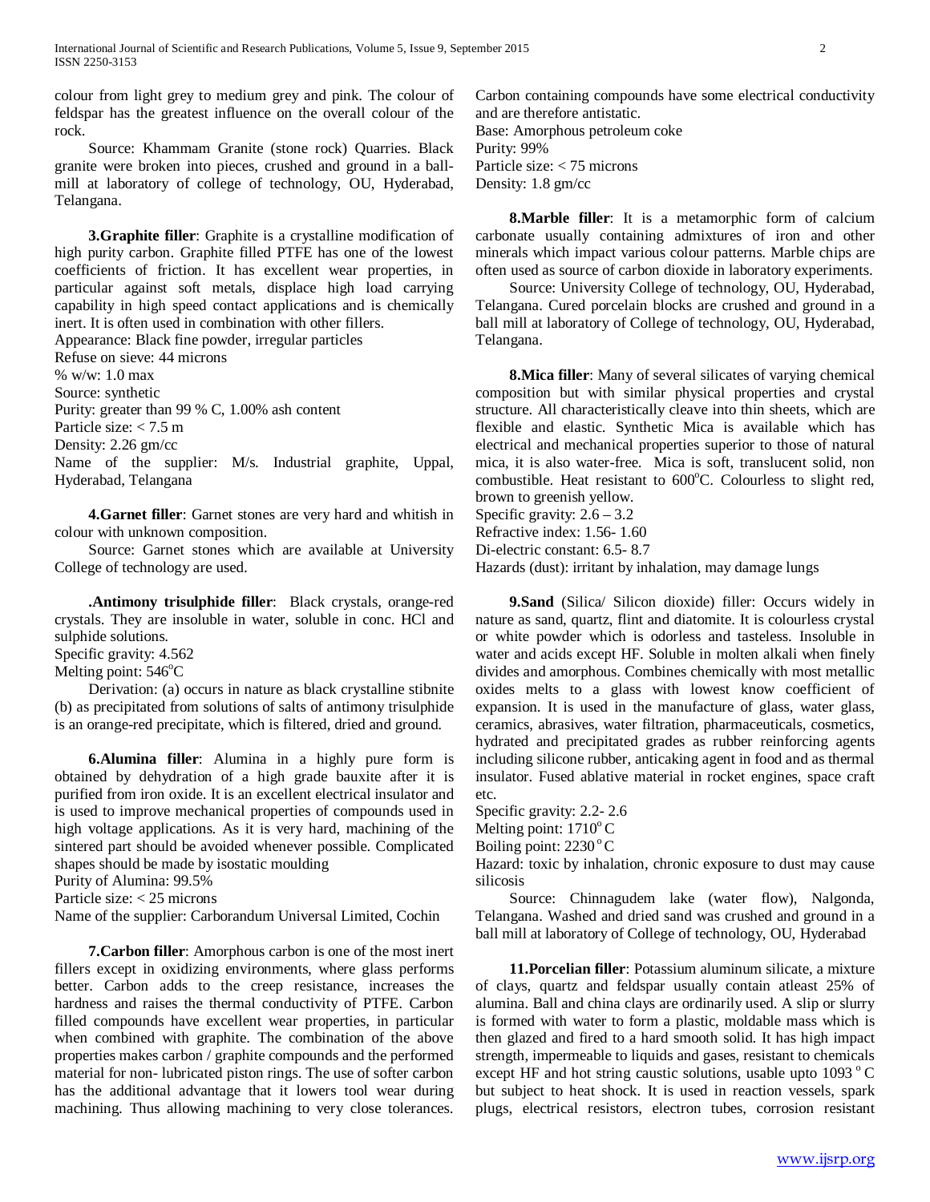colour from light grey to medium grey and pink. The colour of feldspar has the greatest influence on the overall colour of the rock.

Source: Khammam Granite (stone rock) Quarries. Black granite were broken into pieces, crushed and ground in a ball-mill at laboratory of college of technology, OU, Hyderabad, Telangana.

**3.Graphite filler**: Graphite is a crystalline modification of high purity carbon. Graphite filled PTFE has one of the lowest coefficients of friction. It has excellent wear properties, in particular against soft metals, displace high load carrying capability in high speed contact applications and is chemically inert. It is often used in combination with other fillers.

Appearance: Black fine powder, irregular particles
Refuse on sieve: 44 microns
% w/w: 1.0 max
Source: synthetic
Purity: greater than 99 % C, 1.00% ash content
Particle size: < 7.5 m
Density: 2.26 gm/cc
Name of the supplier: M/s. Industrial graphite, Uppal, Hyderabad, Telangana

**4.Garnet filler**: Garnet stones are very hard and whitish in colour with unknown composition.

Source: Garnet stones which are available at University College of technology are used.

**.Antimony trisulphide filler**: Black crystals, orange-red crystals. They are insoluble in water, soluble in conc. HCl and sulphide solutions.

Specific gravity: 4.562
Melting point: 546°C

Derivation: (a) occurs in nature as black crystalline stibnite (b) as precipitated from solutions of salts of antimony trisulphide is an orange-red precipitate, which is filtered, dried and ground.

**6.Alumina filler**: Alumina in a highly pure form is obtained by dehydration of a high grade bauxite after it is purified from iron oxide. It is an excellent electrical insulator and is used to improve mechanical properties of compounds used in high voltage applications. As it is very hard, machining of the sintered part should be avoided whenever possible. Complicated shapes should be made by isostatic moulding

Purity of Alumina: 99.5%
Particle size: < 25 microns
Name of the supplier: Carborandum Universal Limited, Cochin

**7.Carbon filler**: Amorphous carbon is one of the most inert fillers except in oxidizing environments, where glass performs better. Carbon adds to the creep resistance, increases the hardness and raises the thermal conductivity of PTFE. Carbon filled compounds have excellent wear properties, in particular when combined with graphite. The combination of the above properties makes carbon / graphite compounds and the performed material for non- lubricated piston rings. The use of softer carbon has the additional advantage that it lowers tool wear during machining. Thus allowing machining to very close tolerances. Carbon containing compounds have some electrical conductivity and are therefore antistatic.

Base: Amorphous petroleum coke
Purity: 99%
Particle size: < 75 microns
Density: 1.8 gm/cc

**8.Marble filler**: It is a metamorphic form of calcium carbonate usually containing admixtures of iron and other minerals which impact various colour patterns. Marble chips are often used as source of carbon dioxide in laboratory experiments.

Source: University College of technology, OU, Hyderabad, Telangana. Cured porcelain blocks are crushed and ground in a ball mill at laboratory of College of technology, OU, Hyderabad, Telangana.

**8.Mica filler**: Many of several silicates of varying chemical composition but with similar physical properties and crystal structure. All characteristically cleave into thin sheets, which are flexible and elastic. Synthetic Mica is available which has electrical and mechanical properties superior to those of natural mica, it is also water-free. Mica is soft, translucent solid, non combustible. Heat resistant to 600°C. Colourless to slight red, brown to greenish yellow.

Specific gravity: 2.6 – 3.2
Refractive index: 1.56- 1.60
Di-electric constant: 6.5- 8.7
Hazards (dust): irritant by inhalation, may damage lungs

**9.Sand** (Silica/ Silicon dioxide) filler: Occurs widely in nature as sand, quartz, flint and diatomite. It is colourless crystal or white powder which is odorless and tasteless. Insoluble in water and acids except HF. Soluble in molten alkali when finely divides and amorphous. Combines chemically with most metallic oxides melts to a glass with lowest know coefficient of expansion. It is used in the manufacture of glass, water glass, ceramics, abrasives, water filtration, pharmaceuticals, cosmetics, hydrated and precipitated grades as rubber reinforcing agents including silicone rubber, anticaking agent in food and as thermal insulator. Fused ablative material in rocket engines, space craft etc.

Specific gravity: 2.2- 2.6
Melting point: 1710°C
Boiling point: 2230°C
Hazard: toxic by inhalation, chronic exposure to dust may cause silicosis

Source: Chinnagudem lake (water flow), Nalgonda, Telangana. Washed and dried sand was crushed and ground in a ball mill at laboratory of College of technology, OU, Hyderabad

**11.Porcelian filler**: Potassium aluminum silicate, a mixture of clays, quartz and feldspar usually contain atleast 25% of alumina. Ball and china clays are ordinarily used. A slip or slurry is formed with water to form a plastic, moldable mass which is then glazed and fired to a hard smooth solid. It has high impact strength, impermeable to liquids and gases, resistant to chemicals except HF and hot string caustic solutions, usable upto 1093 °C but subject to heat shock. It is used in reaction vessels, spark plugs, electrical resistors, electron tubes, corrosion resistant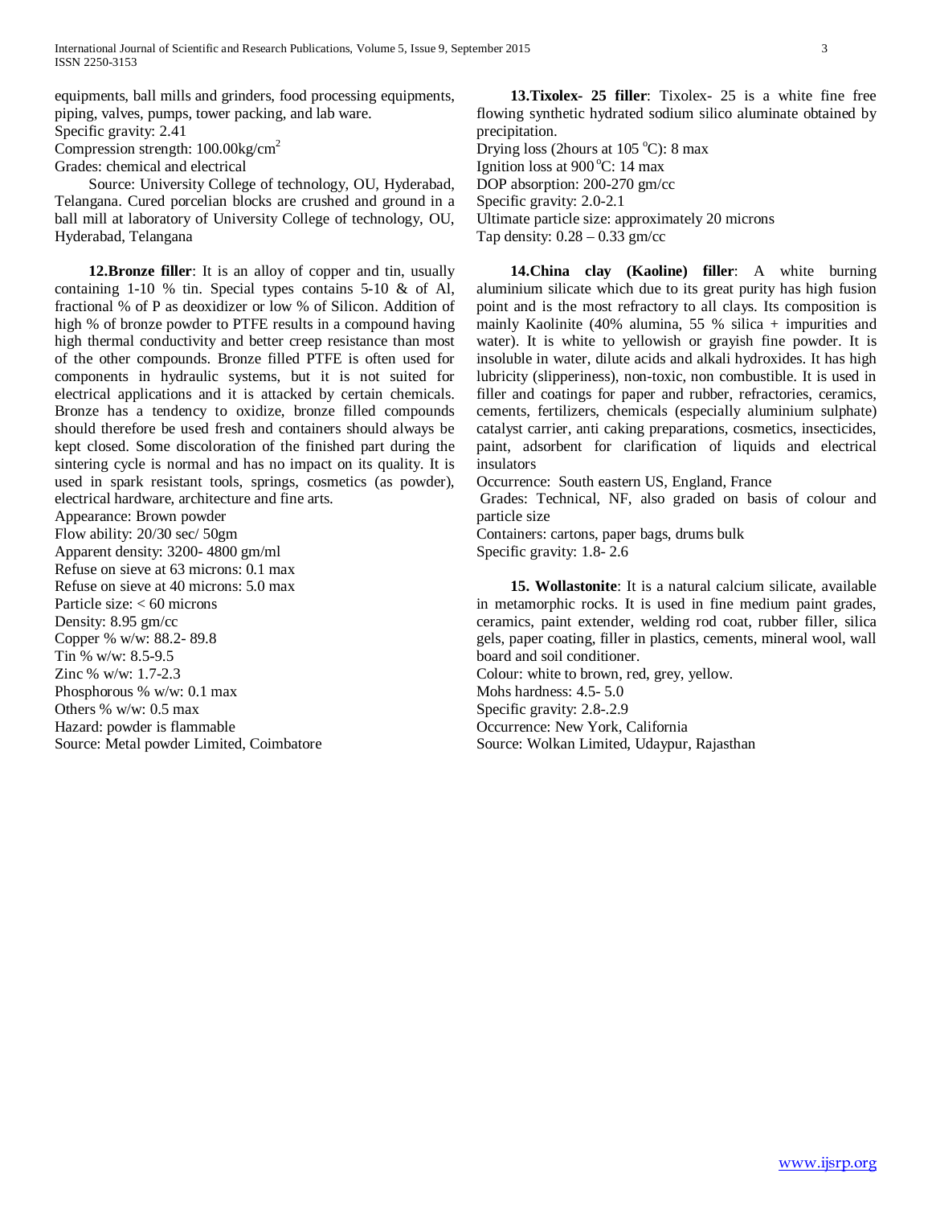equipments, ball mills and grinders, food processing equipments, piping, valves, pumps, tower packing, and lab ware.
Specific gravity: 2.41
Compression strength: 100.00kg/cm$^2$
Grades: chemical and electrical

Source: University College of technology, OU, Hyderabad, Telangana. Cured porcelian blocks are crushed and ground in a ball mill at laboratory of University College of technology, OU, Hyderabad, Telangana

**12.Bronze filler**: It is an alloy of copper and tin, usually containing 1-10 % tin. Special types contains 5-10 & of Al, fractional % of P as deoxidizer or low % of Silicon. Addition of high % of bronze powder to PTFE results in a compound having high thermal conductivity and better creep resistance than most of the other compounds. Bronze filled PTFE is often used for components in hydraulic systems, but it is not suited for electrical applications and it is attacked by certain chemicals. Bronze has a tendency to oxidize, bronze filled compounds should therefore be used fresh and containers should always be kept closed. Some discoloration of the finished part during the sintering cycle is normal and has no impact on its quality. It is used in spark resistant tools, springs, cosmetics (as powder), electrical hardware, architecture and fine arts.
Appearance: Brown powder
Flow ability: 20/30 sec/ 50gm
Apparent density: 3200- 4800 gm/ml
Refuse on sieve at 63 microns: 0.1 max
Refuse on sieve at 40 microns: 5.0 max
Particle size: < 60 microns
Density: 8.95 gm/cc
Copper % w/w: 88.2- 89.8
Tin % w/w: 8.5-9.5
Zinc % w/w: 1.7-2.3
Phosphorous % w/w: 0.1 max
Others % w/w: 0.5 max
Hazard: powder is flammable
Source: Metal powder Limited, Coimbatore

**13.Tixolex- 25 filler**: Tixolex- 25 is a white fine free flowing synthetic hydrated sodium silico aluminate obtained by precipitation.
Drying loss (2hours at 105 $^{o}$C): 8 max
Ignition loss at 900$^{o}$C: 14 max
DOP absorption: 200-270 gm/cc
Specific gravity: 2.0-2.1
Ultimate particle size: approximately 20 microns
Tap density: 0.28 – 0.33 gm/cc

**14.China clay (Kaoline) filler**: A white burning aluminium silicate which due to its great purity has high fusion point and is the most refractory to all clays. Its composition is mainly Kaolinite (40% alumina, 55 % silica + impurities and water). It is white to yellowish or grayish fine powder. It is insoluble in water, dilute acids and alkali hydroxides. It has high lubricity (slipperiness), non-toxic, non combustible. It is used in filler and coatings for paper and rubber, refractories, ceramics, cements, fertilizers, chemicals (especially aluminium sulphate) catalyst carrier, anti caking preparations, cosmetics, insecticides, paint, adsorbent for clarification of liquids and electrical insulators
Occurrence: South eastern US, England, France
Grades: Technical, NF, also graded on basis of colour and particle size
Containers: cartons, paper bags, drums bulk
Specific gravity: 1.8- 2.6

**15. Wollastonite**: It is a natural calcium silicate, available in metamorphic rocks. It is used in fine medium paint grades, ceramics, paint extender, welding rod coat, rubber filler, silica gels, paper coating, filler in plastics, cements, mineral wool, wall board and soil conditioner.
Colour: white to brown, red, grey, yellow.
Mohs hardness: 4.5- 5.0
Specific gravity: 2.8-.2.9
Occurrence: New York, California
Source: Wolkan Limited, Udaypur, Rajasthan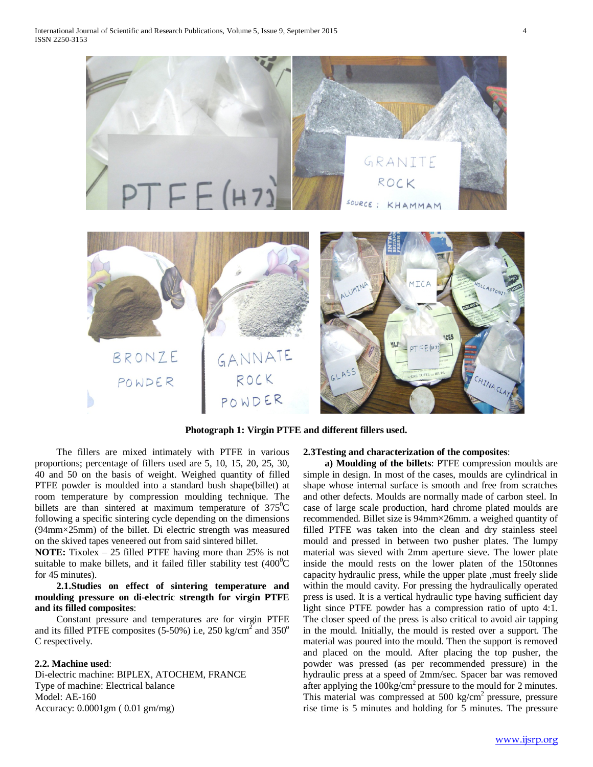Photograph 1: Virgin PTFE and different fillers used.

The fillers are mixed intimately with PTFE in various proportions; percentage of fillers used are 5, 10, 15, 20, 25, 30, 40 and 50 on the basis of weight. Weighed quantity of filled PTFE powder is moulded into a standard bush shape(billet) at room temperature by compression moulding technique. The billets are than sintered at maximum temperature of $375^0$C following a specific sintering cycle depending on the dimensions (94mm×25mm) of the billet. Di electric strength was measured on the skived tapes veneered out from said sintered billet.

**NOTE:** Tixolex – 25 filled PTFE having more than 25% is not suitable to make billets, and it failed filler stability test ($400^0$C for 45 minutes).

**2.1.Studies on effect of sintering temperature and moulding pressure on di-electric strength for virgin PTFE and its filled composites**:

Constant pressure and temperatures are for virgin PTFE and its filled PTFE composites (5-50%) i.e, 250 kg/cm$^2$ and $350^o$ C respectively.

**2.2. Machine used**:

Di-electric machine: BIPLEX, ATOCHEM, FRANCE
Type of machine: Electrical balance
Model: AE-160
Accuracy: 0.0001gm ( 0.01 gm/mg)

**2.3Testing and characterization of the composites**:

**a) Moulding of the billets**: PTFE compression moulds are simple in design. In most of the cases, moulds are cylindrical in shape whose internal surface is smooth and free from scratches and other defects. Moulds are normally made of carbon steel. In case of large scale production, hard chrome plated moulds are recommended. Billet size is 94mm×26mm. a weighed quantity of filled PTFE was taken into the clean and dry stainless steel mould and pressed in between two pusher plates. The lumpy material was sieved with 2mm aperture sieve. The lower plate inside the mould rests on the lower platen of the 150tonnes capacity hydraulic press, while the upper plate ,must freely slide within the mould cavity. For pressing the hydraulically operated press is used. It is a vertical hydraulic type having sufficient day light since PTFE powder has a compression ratio of upto 4:1. The closer speed of the press is also critical to avoid air tapping in the mould. Initially, the mould is rested over a support. The material was poured into the mould. Then the support is removed and placed on the mould. After placing the top pusher, the powder was pressed (as per recommended pressure) in the hydraulic press at a speed of 2mm/sec. Spacer bar was removed after applying the 100kg/cm$^2$ pressure to the mould for 2 minutes. This material was compressed at 500 kg/cm$^2$ pressure, pressure rise time is 5 minutes and holding for 5 minutes. The pressure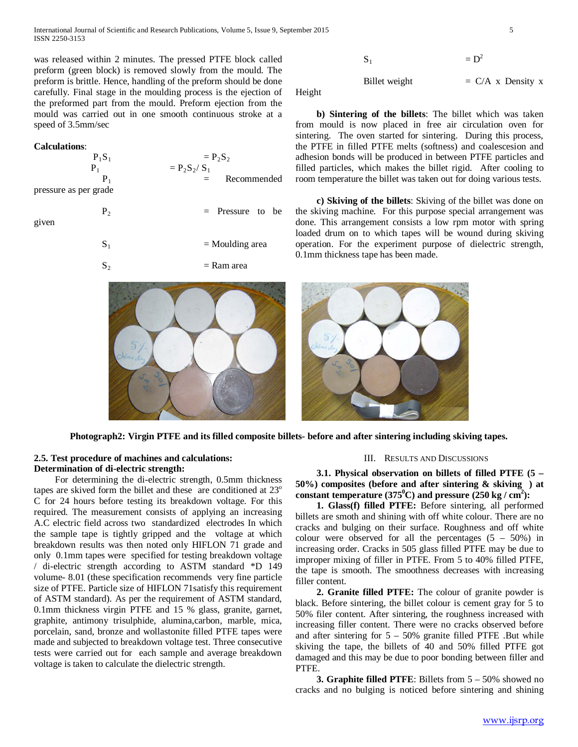was released within 2 minutes. The pressed PTFE block called preform (green block) is removed slowly from the mould. The preform is brittle. Hence, handling of the preform should be done carefully. Final stage in the moulding process is the ejection of the preformed part from the mould. Preform ejection from the mould was carried out in one smooth continuous stroke at a speed of 3.5mm/sec

**Calculations**:

$$P_1 S_1 = P_2 S_2$$

$$P_1 = P_2 S_2 / S_1$$

$P_1$ = Recommended pressure as per grade

$P_2$ = Pressure to be given

$S_1$ = Moulding area

$S_2$ = Ram area

$S_1$ = $D^2$

Billet weight = C/A x Density x Height

**b) Sintering of the billets**: The billet which was taken from mould is now placed in free air circulation oven for sintering. The oven started for sintering. During this process, the PTFE in filled PTFE melts (softness) and coalescesion and adhesion bonds will be produced in between PTFE particles and filled particles, which makes the billet rigid. After cooling to room temperature the billet was taken out for doing various tests.

**c) Skiving of the billets**: Skiving of the billet was done on the skiving machine. For this purpose special arrangement was done. This arrangement consists a low rpm motor with spring loaded drum on to which tapes will be wound during skiving operation. For the experiment purpose of dielectric strength, 0.1mm thickness tape has been made.

**Photograph2: Virgin PTFE and its filled composite billets- before and after sintering including skiving tapes.**

### 2.5. Test procedure of machines and calculations:

**Determination of di-electric strength:**

For determining the di-electric strength, 0.5mm thickness tapes are skived form the billet and these are conditioned at 23$^{o}$ C for 24 hours before testing its breakdown voltage. For this required. The measurement consists of applying an increasing A.C electric field across two standardized electrodes In which the sample tape is tightly gripped and the voltage at which breakdown results was then noted only HIFLON 71 grade and only 0.1mm tapes were specified for testing breakdown voltage / di-electric strength according to ASTM standard *D 149 volume- 8.01 (these specification recommends very fine particle size of PTFE. Particle size of HIFLON 71satisfy this requirement of ASTM standard). As per the requirement of ASTM standard, 0.1mm thickness virgin PTFE and 15 % glass, granite, garnet, graphite, antimony trisulphide, alumina,carbon, marble, mica, porcelain, sand, bronze and wollastonite filled PTFE tapes were made and subjected to breakdown voltage test. Three consecutive tests were carried out for each sample and average breakdown voltage is taken to calculate the dielectric strength.

## III. Results and Discussions

**3.1. Physical observation on billets of filled PTFE (5 – 50%) composites (before and after sintering & skiving ) at constant temperature (375$^{0}$C) and pressure (250 kg / cm$^{2}$):**

**1. Glass(f) filled PTFE:** Before sintering, all performed billets are smoth and shining with off white colour. There are no cracks and bulging on their surface. Roughness and off white colour were observed for all the percentages (5 – 50%) in increasing order. Cracks in 505 glass filled PTFE may be due to improper mixing of filler in PTFE. From 5 to 40% filled PTFE, the tape is smooth. The smoothness decreases with increasing filler content.

**2. Granite filled PTFE:** The colour of granite powder is black. Before sintering, the billet colour is cement gray for 5 to 50% filer content. After sintering, the roughness increased with increasing filler content. There were no cracks observed before and after sintering for 5 – 50% granite filled PTFE .But while skiving the tape, the billets of 40 and 50% filled PTFE got damaged and this may be due to poor bonding between filler and PTFE.

**3. Graphite filled PTFE**: Billets from 5 – 50% showed no cracks and no bulging is noticed before sintering and shining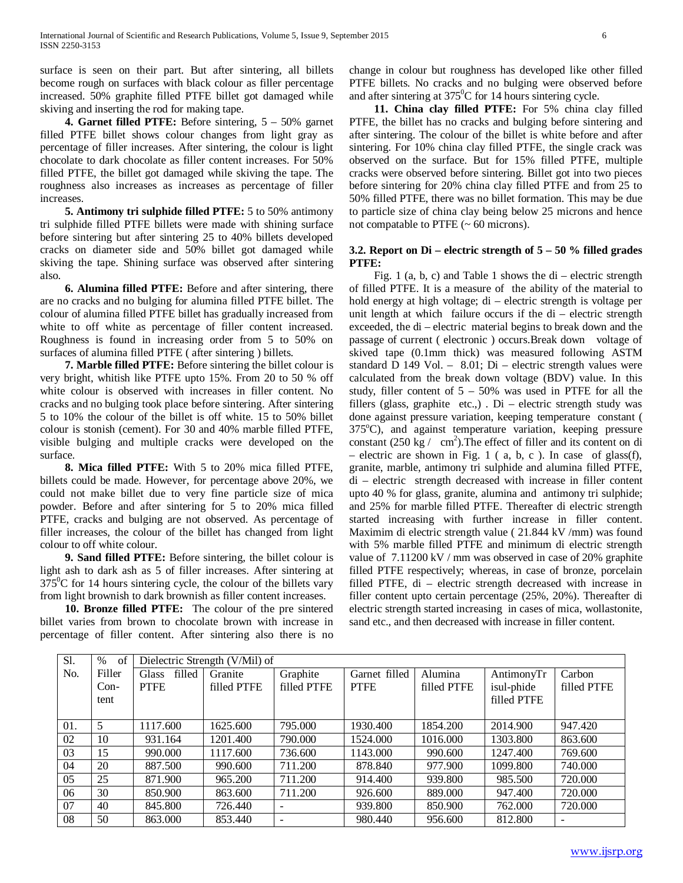surface is seen on their part. But after sintering, all billets become rough on surfaces with black colour as filler percentage increased. 50% graphite filled PTFE billet got damaged while skiving and inserting the rod for making tape.

**4. Garnet filled PTFE:** Before sintering, 5 – 50% garnet filled PTFE billet shows colour changes from light gray as percentage of filler increases. After sintering, the colour is light chocolate to dark chocolate as filler content increases. For 50% filled PTFE, the billet got damaged while skiving the tape. The roughness also increases as increases as percentage of filler increases.

**5. Antimony tri sulphide filled PTFE:** 5 to 50% antimony tri sulphide filled PTFE billets were made with shining surface before sintering but after sintering 25 to 40% billets developed cracks on diameter side and 50% billet got damaged while skiving the tape. Shining surface was observed after sintering also.

**6. Alumina filled PTFE:** Before and after sintering, there are no cracks and no bulging for alumina filled PTFE billet. The colour of alumina filled PTFE billet has gradually increased from white to off white as percentage of filler content increased. Roughness is found in increasing order from 5 to 50% on surfaces of alumina filled PTFE ( after sintering ) billets.

**7. Marble filled PTFE:** Before sintering the billet colour is very bright, whitish like PTFE upto 15%. From 20 to 50 % off white colour is observed with increases in filler content. No cracks and no bulging took place before sintering. After sintering 5 to 10% the colour of the billet is off white. 15 to 50% billet colour is stonish (cement). For 30 and 40% marble filled PTFE, visible bulging and multiple cracks were developed on the surface.

**8. Mica filled PTFE:** With 5 to 20% mica filled PTFE, billets could be made. However, for percentage above 20%, we could not make billet due to very fine particle size of mica powder. Before and after sintering for 5 to 20% mica filled PTFE, cracks and bulging are not observed. As percentage of filler increases, the colour of the billet has changed from light colour to off white colour.

**9. Sand filled PTFE:** Before sintering, the billet colour is light ash to dark ash as 5 of filler increases. After sintering at $375^0$C for 14 hours sintering cycle, the colour of the billets vary from light brownish to dark brownish as filler content increases.

**10. Bronze filled PTFE:** The colour of the pre sintered billet varies from brown to chocolate brown with increase in percentage of filler content. After sintering also there is no change in colour but roughness has developed like other filled PTFE billets. No cracks and no bulging were observed before and after sintering at $375^0$C for 14 hours sintering cycle.

**11. China clay filled PTFE:** For 5% china clay filled PTFE, the billet has no cracks and bulging before sintering and after sintering. The colour of the billet is white before and after sintering. For 10% china clay filled PTFE, the single crack was observed on the surface. But for 15% filled PTFE, multiple cracks were observed before sintering. Billet got into two pieces before sintering for 20% china clay filled PTFE and from 25 to 50% filled PTFE, there was no billet formation. This may be due to particle size of china clay being below 25 microns and hence not compatable to PTFE (~ 60 microns).

### 3.2. Report on Di – electric strength of 5 – 50 % filled grades PTFE:

Fig. 1 (a, b, c) and Table 1 shows the di – electric strength of filled PTFE. It is a measure of the ability of the material to hold energy at high voltage; di – electric strength is voltage per unit length at which failure occurs if the di – electric strength exceeded, the di – electric material begins to break down and the passage of current ( electronic ) occurs.Break down voltage of skived tape (0.1mm thick) was measured following ASTM standard D 149 Vol. – 8.01; Di – electric strength values were calculated from the break down voltage (BDV) value. In this study, filler content of 5 – 50% was used in PTFE for all the fillers (glass, graphite etc.,) . Di – electric strength study was done against pressure variation, keeping temperature constant ( 375°C), and against temperature variation, keeping pressure constant (250 kg / $cm^2$).The effect of filler and its content on di – electric are shown in Fig. 1 ( a, b, c ). In case of glass(f), granite, marble, antimony tri sulphide and alumina filled PTFE, di – electric strength decreased with increase in filler content upto 40 % for glass, granite, alumina and antimony tri sulphide; and 25% for marble filled PTFE. Thereafter di electric strength started increasing with further increase in filler content. Maximim di electric strength value ( 21.844 kV /mm) was found with 5% marble filled PTFE and minimum di electric strength value of 7.11200 kV / mm was observed in case of 20% graphite filled PTFE respectively; whereas, in case of bronze, porcelain filled PTFE, di – electric strength decreased with increase in filler content upto certain percentage (25%, 20%). Thereafter di electric strength started increasing in cases of mica, wollastonite, sand etc., and then decreased with increase in filler content.

| Sl. No. | % of Filler Con-tent | Dielectric Strength (V/Mil) of | | | | | | |
|---|---|---|---|---|---|---|---|---|
| | | Glass filled PTFE | Granite filled PTFE | Graphite filled PTFE | Garnet filled PTFE | Alumina filled PTFE | AntimonyTrisul-phide filled PTFE | Carbon filled PTFE |
| 01. | 5 | 1117.600 | 1625.600 | 795.000 | 1930.400 | 1854.200 | 2014.900 | 947.420 |
| 02 | 10 | 931.164 | 1201.400 | 790.000 | 1524.000 | 1016.000 | 1303.800 | 863.600 |
| 03 | 15 | 990.000 | 1117.600 | 736.600 | 1143.000 | 990.600 | 1247.400 | 769.600 |
| 04 | 20 | 887.500 | 990.600 | 711.200 | 878.840 | 977.900 | 1099.800 | 740.000 |
| 05 | 25 | 871.900 | 965.200 | 711.200 | 914.400 | 939.800 | 985.500 | 720.000 |
| 06 | 30 | 850.900 | 863.600 | 711.200 | 926.600 | 889.000 | 947.400 | 720.000 |
| 07 | 40 | 845.800 | 726.440 | - | 939.800 | 850.900 | 762.000 | 720.000 |
| 08 | 50 | 863.000 | 853.440 | - | 980.440 | 956.600 | 812.800 | - |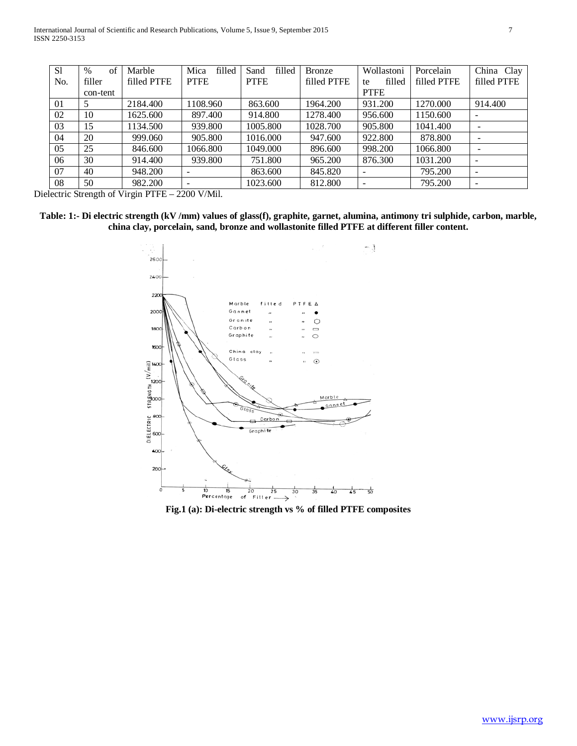| Sl No. | % of filler con-tent | Marble filled PTFE | Mica filled PTFE | Sand filled PTFE | Bronze filled PTFE | Wollastonite filled PTFE | Porcelain filled PTFE | China Clay filled PTFE |
|---|---|---|---|---|---|---|---|---|
| 01 | 5 | 2184.400 | 1108.960 | 863.600 | 1964.200 | 931.200 | 1270.000 | 914.400 |
| 02 | 10 | 1625.600 | 897.400 | 914.800 | 1278.400 | 956.600 | 1150.600 | - |
| 03 | 15 | 1134.500 | 939.800 | 1005.800 | 1028.700 | 905.800 | 1041.400 | - |
| 04 | 20 | 999.060 | 905.800 | 1016.000 | 947.600 | 922.800 | 878.800 | - |
| 05 | 25 | 846.600 | 1066.800 | 1049.000 | 896.600 | 998.200 | 1066.800 | - |
| 06 | 30 | 914.400 | 939.800 | 751.800 | 965.200 | 876.300 | 1031.200 | - |
| 07 | 40 | 948.200 | - | 863.600 | 845.820 | - | 795.200 | - |
| 08 | 50 | 982.200 | - | 1023.600 | 812.800 | - | 795.200 | - |

Dielectric Strength of Virgin PTFE – 2200 V/Mil.

**Table: 1:- Di electric strength (kV /mm) values of glass(f), graphite, garnet, alumina, antimony tri sulphide, carbon, marble, china clay, porcelain, sand, bronze and wollastonite filled PTFE at different filler content.**

**Fig.1 (a): Di-electric strength vs % of filled PTFE composites**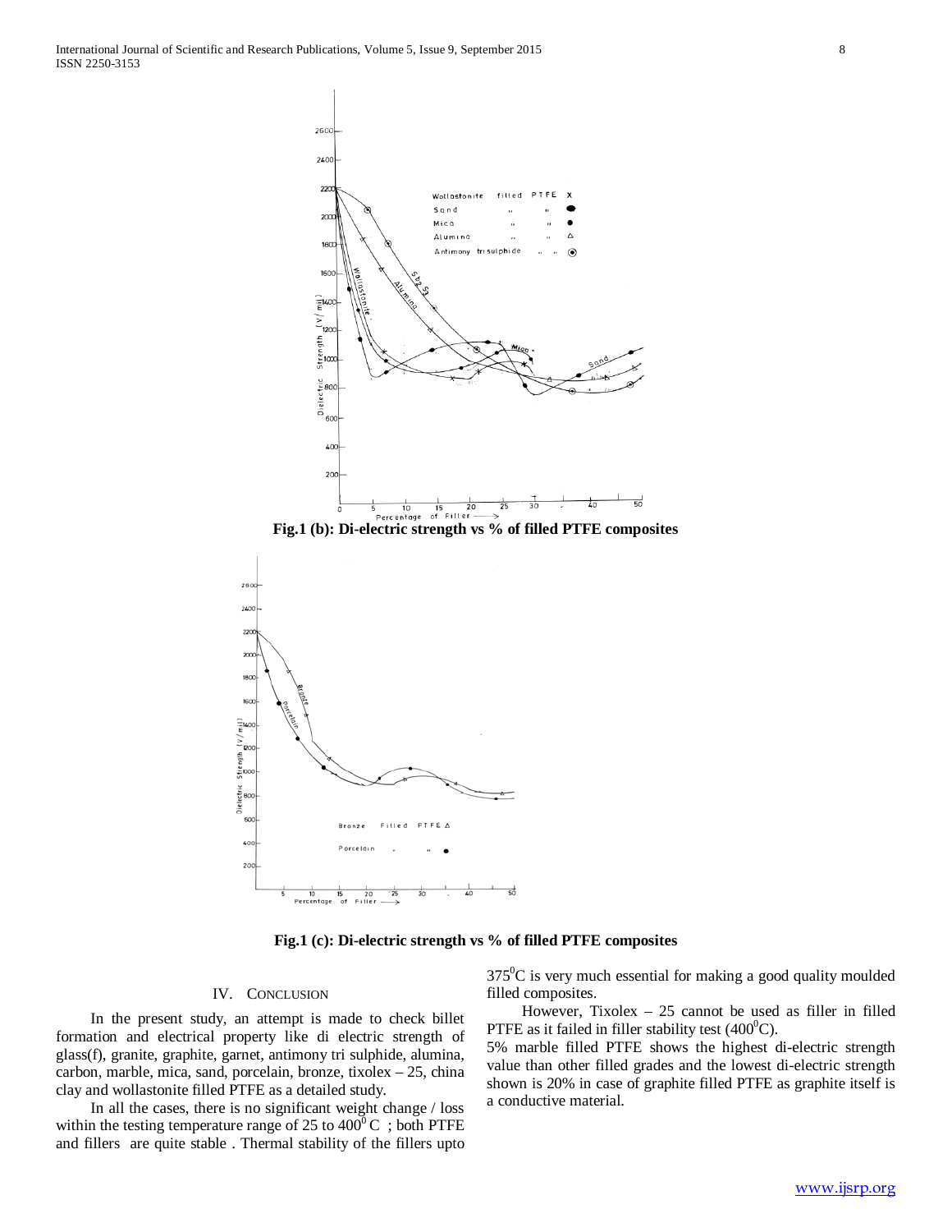Fig.1 (b): Di-electric strength vs % of filled PTFE composites

Fig.1 (c): Di-electric strength vs % of filled PTFE composites

## IV. Conclusion

In the present study, an attempt is made to check billet formation and electrical property like di electric strength of glass(f), granite, graphite, garnet, antimony tri sulphide, alumina, carbon, marble, mica, sand, porcelain, bronze, tixolex – 25, china clay and wollastonite filled PTFE as a detailed study.

In all the cases, there is no significant weight change / loss within the testing temperature range of 25 to $400^0$ C ; both PTFE and fillers are quite stable . Thermal stability of the fillers upto $375^0$C is very much essential for making a good quality moulded filled composites.

However, Tixolex – 25 cannot be used as filler in filled PTFE as it failed in filler stability test ($400^0$C).

5% marble filled PTFE shows the highest di-electric strength value than other filled grades and the lowest di-electric strength shown is 20% in case of graphite filled PTFE as graphite itself is a conductive material.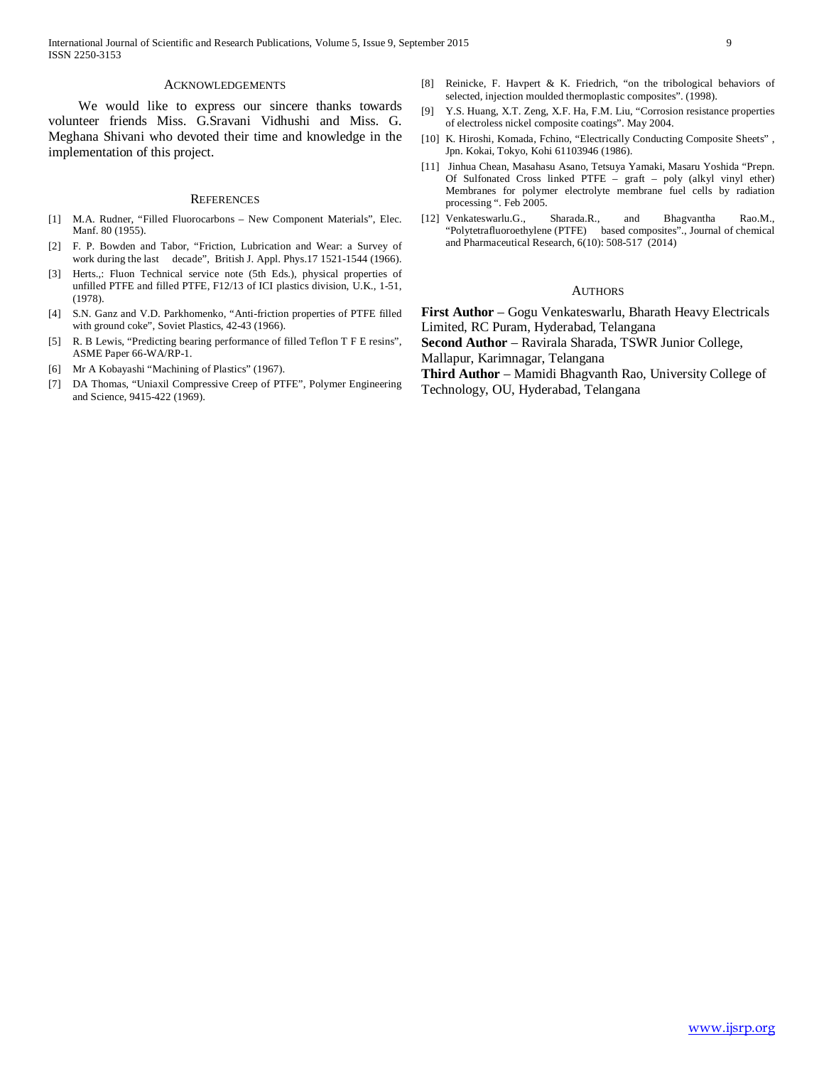## ACKNOWLEDGEMENTS

We would like to express our sincere thanks towards volunteer friends Miss. G.Sravani Vidhushi and Miss. G. Meghana Shivani who devoted their time and knowledge in the implementation of this project.

## REFERENCES

[1] M.A. Rudner, "Filled Fluorocarbons – New Component Materials", Elec. Manf. 80 (1955).

[2] F. P. Bowden and Tabor, "Friction, Lubrication and Wear: a Survey of work during the last decade", British J. Appl. Phys.17 1521-1544 (1966).

[3] Herts.,: Fluon Technical service note (5th Eds.), physical properties of unfilled PTFE and filled PTFE, F12/13 of ICI plastics division, U.K., 1-51, (1978).

[4] S.N. Ganz and V.D. Parkhomenko, "Anti-friction properties of PTFE filled with ground coke", Soviet Plastics, 42-43 (1966).

[5] R. B Lewis, "Predicting bearing performance of filled Teflon T F E resins", ASME Paper 66-WA/RP-1.

[6] Mr A Kobayashi "Machining of Plastics" (1967).

[7] DA Thomas, "Uniaxil Compressive Creep of PTFE", Polymer Engineering and Science, 9415-422 (1969).

[8] Reinicke, F. Havpert & K. Friedrich, "on the tribological behaviors of selected, injection moulded thermoplastic composites". (1998).

[9] Y.S. Huang, X.T. Zeng, X.F. Ha, F.M. Liu, "Corrosion resistance properties of electroless nickel composite coatings". May 2004.

[10] K. Hiroshi, Komada, Fchino, "Electrically Conducting Composite Sheets" , Jpn. Kokai, Tokyo, Kohi 61103946 (1986).

[11] Jinhua Chean, Masahasu Asano, Tetsuya Yamaki, Masaru Yoshida "Prepn. Of Sulfonated Cross linked PTFE – graft – poly (alkyl vinyl ether) Membranes for polymer electrolyte membrane fuel cells by radiation processing ". Feb 2005.

[12] Venkateswarlu.G., Sharada.R., and Bhagvantha Rao.M., "Polytetrafluoroethylene (PTFE) based composites"., Journal of chemical and Pharmaceutical Research, 6(10): 508-517 (2014)

## AUTHORS

**First Author** – Gogu Venkateswarlu, Bharath Heavy Electricals Limited, RC Puram, Hyderabad, Telangana

**Second Author** – Ravirala Sharada, TSWR Junior College, Mallapur, Karimnagar, Telangana

**Third Author** – Mamidi Bhagvanth Rao, University College of Technology, OU, Hyderabad, Telangana